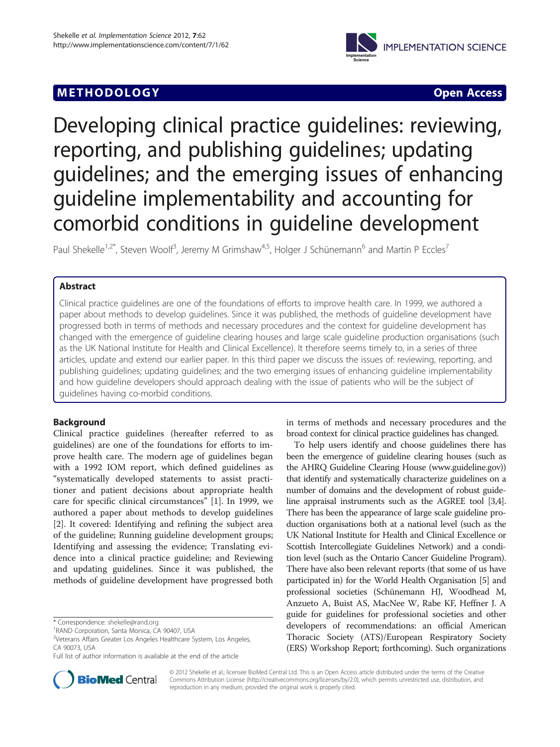## METHODOLOGY

Open Access

# Developing clinical practice guidelines: reviewing, reporting, and publishing guidelines; updating guidelines; and the emerging issues of enhancing guideline implementability and accounting for comorbid conditions in guideline development

Paul Shekelle[1,2*], Steven Woolf[3], Jeremy M Grimshaw[4,5], Holger J Schünemann[6] and Martin P Eccles[7]

### Abstract

Clinical practice guidelines are one of the foundations of efforts to improve health care. In 1999, we authored a paper about methods to develop guidelines. Since it was published, the methods of guideline development have progressed both in terms of methods and necessary procedures and the context for guideline development has changed with the emergence of guideline clearing houses and large scale guideline production organisations (such as the UK National Institute for Health and Clinical Excellence). It therefore seems timely to, in a series of three articles, update and extend our earlier paper. In this third paper we discuss the issues of: reviewing, reporting, and publishing guidelines; updating guidelines; and the two emerging issues of enhancing guideline implementability and how guideline developers should approach dealing with the issue of patients who will be the subject of guidelines having co-morbid conditions.

### Background

Clinical practice guidelines (hereafter referred to as guidelines) are one of the foundations for efforts to improve health care. The modern age of guidelines began with a 1992 IOM report, which defined guidelines as "systematically developed statements to assist practitioner and patient decisions about appropriate health care for specific clinical circumstances" [1]. In 1999, we authored a paper about methods to develop guidelines [2]. It covered: Identifying and refining the subject area of the guideline; Running guideline development groups; Identifying and assessing the evidence; Translating evidence into a clinical practice guideline; and Reviewing and updating guidelines. Since it was published, the methods of guideline development have progressed both in terms of methods and necessary procedures and the broad context for clinical practice guidelines has changed.

To help users identify and choose guidelines there has been the emergence of guideline clearing houses (such as the AHRQ Guideline Clearing House (www.guideline.gov)) that identify and systematically characterize guidelines on a number of domains and the development of robust guideline appraisal instruments such as the AGREE tool [3,4]. There has been the appearance of large scale guideline production organisations both at a national level (such as the UK National Institute for Health and Clinical Excellence or Scottish Intercollegiate Guidelines Network) and a condition level (such as the Ontario Cancer Guideline Program). There have also been relevant reports (that some of us have participated in) for the World Health Organisation [5] and professional societies (Schünemann HJ, Woodhead M, Anzueto A, Buist AS, MacNee W, Rabe KF, Heffner J. A guide for guidelines for professional societies and other developers of recommendations: an official American Thoracic Society (ATS)/European Respiratory Society (ERS) Workshop Report; forthcoming). Such organizations

\* Correspondence: shekelle@rand.org
[1]RAND Corporation, Santa Monica, CA 90407, USA
[2]Veterans Affairs Greater Los Angeles Healthcare System, Los Angeles, CA 90073, USA
Full list of author information is available at the end of the article

© 2012 Shekelle et al.; licensee BioMed Central Ltd. This is an Open Access article distributed under the terms of the Creative Commons Attribution License (http://creativecommons.org/licenses/by/2.0), which permits unrestricted use, distribution, and reproduction in any medium, provided the original work is properly cited.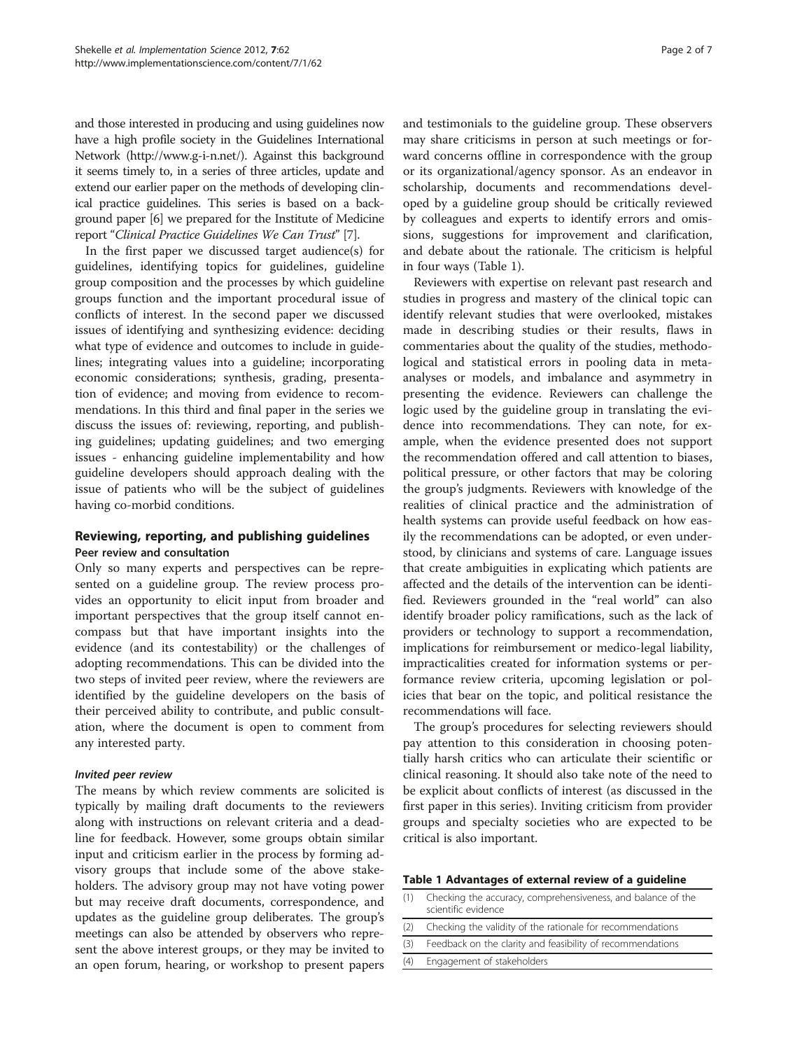and those interested in producing and using guidelines now have a high profile society in the Guidelines International Network (http://www.g-i-n.net/). Against this background it seems timely to, in a series of three articles, update and extend our earlier paper on the methods of developing clinical practice guidelines. This series is based on a background paper [6] we prepared for the Institute of Medicine report "*Clinical Practice Guidelines We Can Trust*" [7].

In the first paper we discussed target audience(s) for guidelines, identifying topics for guidelines, guideline group composition and the processes by which guideline groups function and the important procedural issue of conflicts of interest. In the second paper we discussed issues of identifying and synthesizing evidence: deciding what type of evidence and outcomes to include in guidelines; integrating values into a guideline; incorporating economic considerations; synthesis, grading, presentation of evidence; and moving from evidence to recommendations. In this third and final paper in the series we discuss the issues of: reviewing, reporting, and publishing guidelines; updating guidelines; and two emerging issues - enhancing guideline implementability and how guideline developers should approach dealing with the issue of patients who will be the subject of guidelines having co-morbid conditions.

## Reviewing, reporting, and publishing guidelines

### Peer review and consultation

Only so many experts and perspectives can be represented on a guideline group. The review process provides an opportunity to elicit input from broader and important perspectives that the group itself cannot encompass but that have important insights into the evidence (and its contestability) or the challenges of adopting recommendations. This can be divided into the two steps of invited peer review, where the reviewers are identified by the guideline developers on the basis of their perceived ability to contribute, and public consultation, where the document is open to comment from any interested party.

#### *Invited peer review*

The means by which review comments are solicited is typically by mailing draft documents to the reviewers along with instructions on relevant criteria and a deadline for feedback. However, some groups obtain similar input and criticism earlier in the process by forming advisory groups that include some of the above stakeholders. The advisory group may not have voting power but may receive draft documents, correspondence, and updates as the guideline group deliberates. The group's meetings can also be attended by observers who represent the above interest groups, or they may be invited to an open forum, hearing, or workshop to present papers and testimonials to the guideline group. These observers may share criticisms in person at such meetings or forward concerns offline in correspondence with the group or its organizational/agency sponsor. As an endeavor in scholarship, documents and recommendations developed by a guideline group should be critically reviewed by colleagues and experts to identify errors and omissions, suggestions for improvement and clarification, and debate about the rationale. The criticism is helpful in four ways (Table 1).

Reviewers with expertise on relevant past research and studies in progress and mastery of the clinical topic can identify relevant studies that were overlooked, mistakes made in describing studies or their results, flaws in commentaries about the quality of the studies, methodological and statistical errors in pooling data in meta-analyses or models, and imbalance and asymmetry in presenting the evidence. Reviewers can challenge the logic used by the guideline group in translating the evidence into recommendations. They can note, for example, when the evidence presented does not support the recommendation offered and call attention to biases, political pressure, or other factors that may be coloring the group's judgments. Reviewers with knowledge of the realities of clinical practice and the administration of health systems can provide useful feedback on how easily the recommendations can be adopted, or even understood, by clinicians and systems of care. Language issues that create ambiguities in explicating which patients are affected and the details of the intervention can be identified. Reviewers grounded in the "real world" can also identify broader policy ramifications, such as the lack of providers or technology to support a recommendation, implications for reimbursement or medico-legal liability, impracticalities created for information systems or performance review criteria, upcoming legislation or policies that bear on the topic, and political resistance the recommendations will face.

The group's procedures for selecting reviewers should pay attention to this consideration in choosing potentially harsh critics who can articulate their scientific or clinical reasoning. It should also take note of the need to be explicit about conflicts of interest (as discussed in the first paper in this series). Inviting criticism from provider groups and specialty societies who are expected to be critical is also important.

**Table 1 Advantages of external review of a guideline**

| | |
|---|---|
| (1) | Checking the accuracy, comprehensiveness, and balance of the scientific evidence |
| (2) | Checking the validity of the rationale for recommendations |
| (3) | Feedback on the clarity and feasibility of recommendations |
| (4) | Engagement of stakeholders |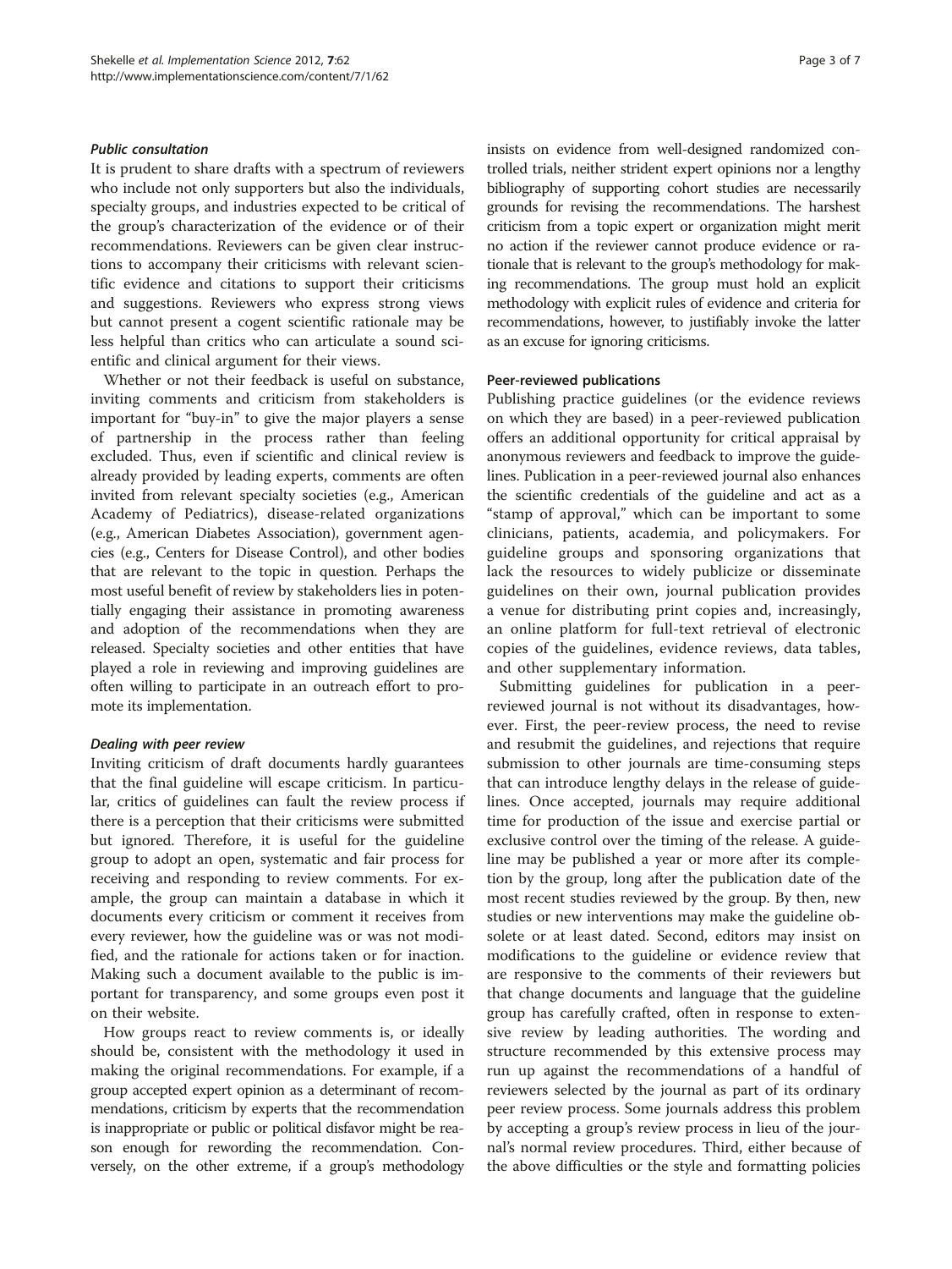### *Public consultation*

It is prudent to share drafts with a spectrum of reviewers who include not only supporters but also the individuals, specialty groups, and industries expected to be critical of the group's characterization of the evidence or of their recommendations. Reviewers can be given clear instructions to accompany their criticisms with relevant scientific evidence and citations to support their criticisms and suggestions. Reviewers who express strong views but cannot present a cogent scientific rationale may be less helpful than critics who can articulate a sound scientific and clinical argument for their views.

Whether or not their feedback is useful on substance, inviting comments and criticism from stakeholders is important for "buy-in" to give the major players a sense of partnership in the process rather than feeling excluded. Thus, even if scientific and clinical review is already provided by leading experts, comments are often invited from relevant specialty societies (e.g., American Academy of Pediatrics), disease-related organizations (e.g., American Diabetes Association), government agencies (e.g., Centers for Disease Control), and other bodies that are relevant to the topic in question. Perhaps the most useful benefit of review by stakeholders lies in potentially engaging their assistance in promoting awareness and adoption of the recommendations when they are released. Specialty societies and other entities that have played a role in reviewing and improving guidelines are often willing to participate in an outreach effort to promote its implementation.

### *Dealing with peer review*

Inviting criticism of draft documents hardly guarantees that the final guideline will escape criticism. In particular, critics of guidelines can fault the review process if there is a perception that their criticisms were submitted but ignored. Therefore, it is useful for the guideline group to adopt an open, systematic and fair process for receiving and responding to review comments. For example, the group can maintain a database in which it documents every criticism or comment it receives from every reviewer, how the guideline was or was not modified, and the rationale for actions taken or for inaction. Making such a document available to the public is important for transparency, and some groups even post it on their website.

How groups react to review comments is, or ideally should be, consistent with the methodology it used in making the original recommendations. For example, if a group accepted expert opinion as a determinant of recommendations, criticism by experts that the recommendation is inappropriate or public or political disfavor might be reason enough for rewording the recommendation. Conversely, on the other extreme, if a group's methodology insists on evidence from well-designed randomized controlled trials, neither strident expert opinions nor a lengthy bibliography of supporting cohort studies are necessarily grounds for revising the recommendations. The harshest criticism from a topic expert or organization might merit no action if the reviewer cannot produce evidence or rationale that is relevant to the group's methodology for making recommendations. The group must hold an explicit methodology with explicit rules of evidence and criteria for recommendations, however, to justifiably invoke the latter as an excuse for ignoring criticisms.

### Peer-reviewed publications

Publishing practice guidelines (or the evidence reviews on which they are based) in a peer-reviewed publication offers an additional opportunity for critical appraisal by anonymous reviewers and feedback to improve the guidelines. Publication in a peer-reviewed journal also enhances the scientific credentials of the guideline and act as a "stamp of approval," which can be important to some clinicians, patients, academia, and policymakers. For guideline groups and sponsoring organizations that lack the resources to widely publicize or disseminate guidelines on their own, journal publication provides a venue for distributing print copies and, increasingly, an online platform for full-text retrieval of electronic copies of the guidelines, evidence reviews, data tables, and other supplementary information.

Submitting guidelines for publication in a peer-reviewed journal is not without its disadvantages, however. First, the peer-review process, the need to revise and resubmit the guidelines, and rejections that require submission to other journals are time-consuming steps that can introduce lengthy delays in the release of guidelines. Once accepted, journals may require additional time for production of the issue and exercise partial or exclusive control over the timing of the release. A guideline may be published a year or more after its completion by the group, long after the publication date of the most recent studies reviewed by the group. By then, new studies or new interventions may make the guideline obsolete or at least dated. Second, editors may insist on modifications to the guideline or evidence review that are responsive to the comments of their reviewers but that change documents and language that the guideline group has carefully crafted, often in response to extensive review by leading authorities. The wording and structure recommended by this extensive process may run up against the recommendations of a handful of reviewers selected by the journal as part of its ordinary peer review process. Some journals address this problem by accepting a group's review process in lieu of the journal's normal review procedures. Third, either because of the above difficulties or the style and formatting policies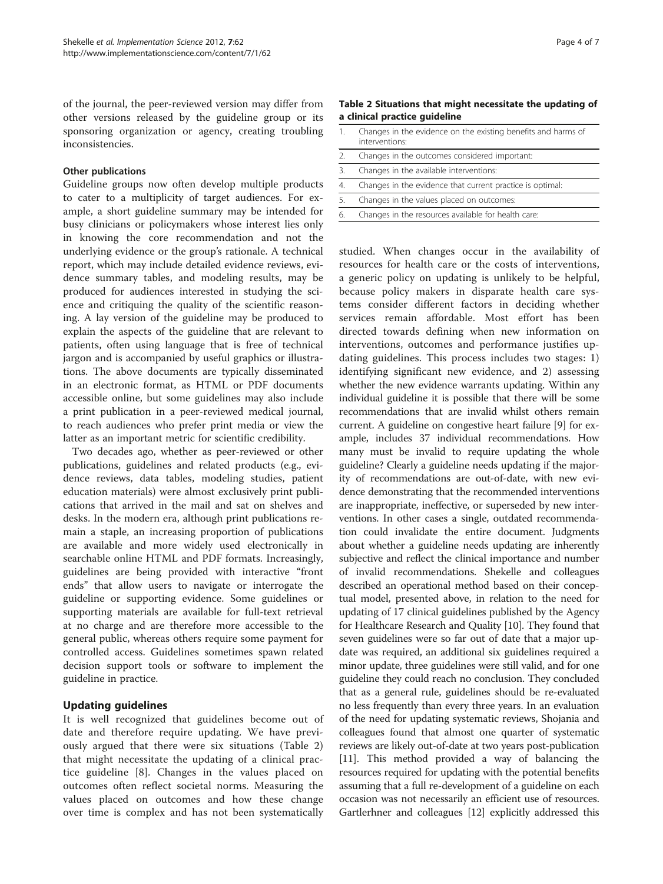of the journal, the peer-reviewed version may differ from other versions released by the guideline group or its sponsoring organization or agency, creating troubling inconsistencies.

#### Other publications

Guideline groups now often develop multiple products to cater to a multiplicity of target audiences. For example, a short guideline summary may be intended for busy clinicians or policymakers whose interest lies only in knowing the core recommendation and not the underlying evidence or the group's rationale. A technical report, which may include detailed evidence reviews, evidence summary tables, and modeling results, may be produced for audiences interested in studying the science and critiquing the quality of the scientific reasoning. A lay version of the guideline may be produced to explain the aspects of the guideline that are relevant to patients, often using language that is free of technical jargon and is accompanied by useful graphics or illustrations. The above documents are typically disseminated in an electronic format, as HTML or PDF documents accessible online, but some guidelines may also include a print publication in a peer-reviewed medical journal, to reach audiences who prefer print media or view the latter as an important metric for scientific credibility.

Two decades ago, whether as peer-reviewed or other publications, guidelines and related products (e.g., evidence reviews, data tables, modeling studies, patient education materials) were almost exclusively print publications that arrived in the mail and sat on shelves and desks. In the modern era, although print publications remain a staple, an increasing proportion of publications are available and more widely used electronically in searchable online HTML and PDF formats. Increasingly, guidelines are being provided with interactive "front ends" that allow users to navigate or interrogate the guideline or supporting evidence. Some guidelines or supporting materials are available for full-text retrieval at no charge and are therefore more accessible to the general public, whereas others require some payment for controlled access. Guidelines sometimes spawn related decision support tools or software to implement the guideline in practice.

### Updating guidelines

It is well recognized that guidelines become out of date and therefore require updating. We have previously argued that there were six situations (Table 2) that might necessitate the updating of a clinical practice guideline [8]. Changes in the values placed on outcomes often reflect societal norms. Measuring the values placed on outcomes and how these change over time is complex and has not been systematically studied. When changes occur in the availability of resources for health care or the costs of interventions, a generic policy on updating is unlikely to be helpful, because policy makers in disparate health care systems consider different factors in deciding whether services remain affordable. Most effort has been directed towards defining when new information on interventions, outcomes and performance justifies updating guidelines. This process includes two stages: 1) identifying significant new evidence, and 2) assessing whether the new evidence warrants updating. Within any individual guideline it is possible that there will be some recommendations that are invalid whilst others remain current. A guideline on congestive heart failure [9] for example, includes 37 individual recommendations. How many must be invalid to require updating the whole guideline? Clearly a guideline needs updating if the majority of recommendations are out-of-date, with new evidence demonstrating that the recommended interventions are inappropriate, ineffective, or superseded by new interventions. In other cases a single, outdated recommendation could invalidate the entire document. Judgments about whether a guideline needs updating are inherently subjective and reflect the clinical importance and number of invalid recommendations. Shekelle and colleagues described an operational method based on their conceptual model, presented above, in relation to the need for updating of 17 clinical guidelines published by the Agency for Healthcare Research and Quality [10]. They found that seven guidelines were so far out of date that a major update was required, an additional six guidelines required a minor update, three guidelines were still valid, and for one guideline they could reach no conclusion. They concluded that as a general rule, guidelines should be re-evaluated no less frequently than every three years. In an evaluation of the need for updating systematic reviews, Shojania and colleagues found that almost one quarter of systematic reviews are likely out-of-date at two years post-publication [11]. This method provided a way of balancing the resources required for updating with the potential benefits assuming that a full re-development of a guideline on each occasion was not necessarily an efficient use of resources. Gartlerhner and colleagues [12] explicitly addressed this

**Table 2 Situations that might necessitate the updating of a clinical practice guideline**

| | |
|---|---|
| 1. | Changes in the evidence on the existing benefits and harms of interventions: |
| 2. | Changes in the outcomes considered important: |
| 3. | Changes in the available interventions: |
| 4. | Changes in the evidence that current practice is optimal: |
| 5. | Changes in the values placed on outcomes: |
| 6. | Changes in the resources available for health care: |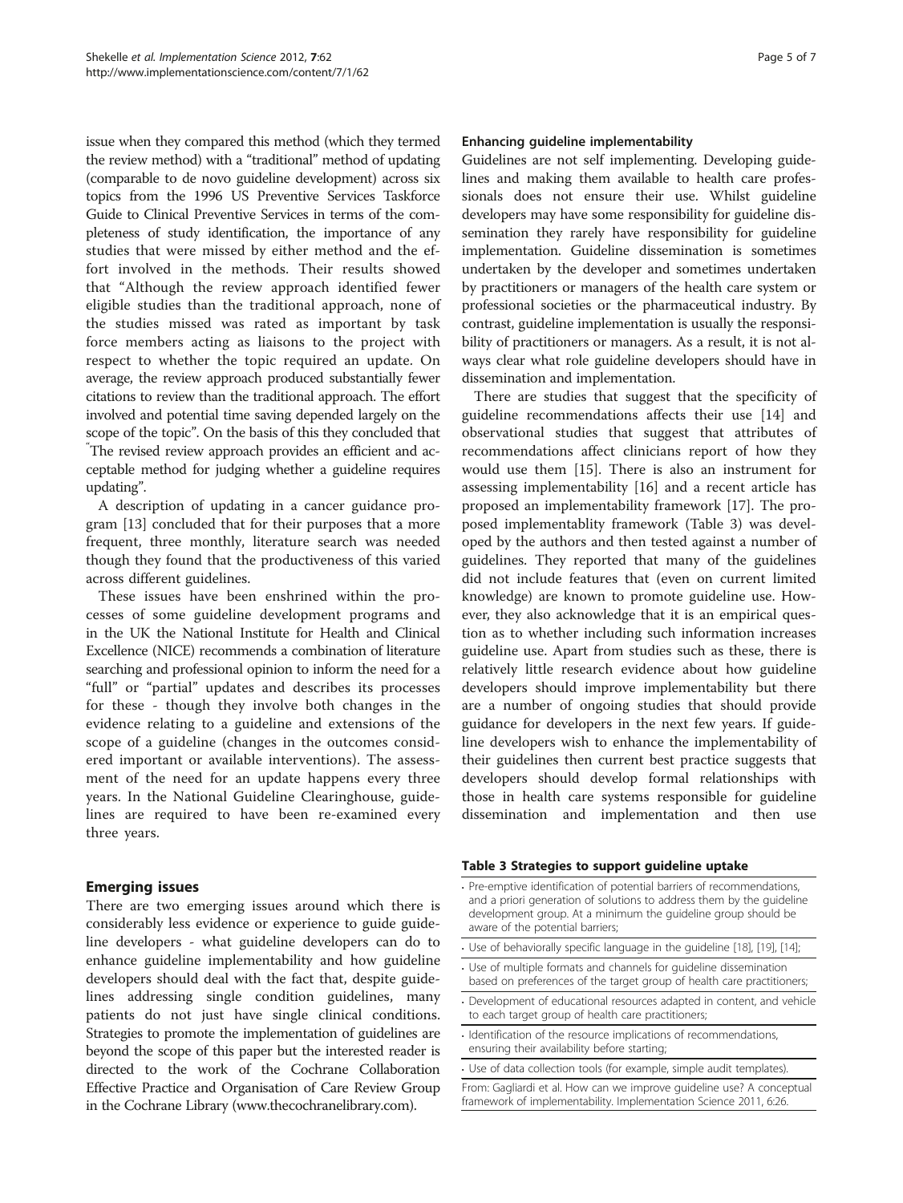issue when they compared this method (which they termed the review method) with a "traditional" method of updating (comparable to de novo guideline development) across six topics from the 1996 US Preventive Services Taskforce Guide to Clinical Preventive Services in terms of the completeness of study identification, the importance of any studies that were missed by either method and the effort involved in the methods. Their results showed that "Although the review approach identified fewer eligible studies than the traditional approach, none of the studies missed was rated as important by task force members acting as liaisons to the project with respect to whether the topic required an update. On average, the review approach produced substantially fewer citations to review than the traditional approach. The effort involved and potential time saving depended largely on the scope of the topic". On the basis of this they concluded that "The revised review approach provides an efficient and acceptable method for judging whether a guideline requires updating".

A description of updating in a cancer guidance program [13] concluded that for their purposes that a more frequent, three monthly, literature search was needed though they found that the productiveness of this varied across different guidelines.

These issues have been enshrined within the processes of some guideline development programs and in the UK the National Institute for Health and Clinical Excellence (NICE) recommends a combination of literature searching and professional opinion to inform the need for a "full" or "partial" updates and describes its processes for these - though they involve both changes in the evidence relating to a guideline and extensions of the scope of a guideline (changes in the outcomes considered important or available interventions). The assessment of the need for an update happens every three years. In the National Guideline Clearinghouse, guidelines are required to have been re-examined every three years.

## Emerging issues

There are two emerging issues around which there is considerably less evidence or experience to guide guideline developers - what guideline developers can do to enhance guideline implementability and how guideline developers should deal with the fact that, despite guidelines addressing single condition guidelines, many patients do not just have single clinical conditions. Strategies to promote the implementation of guidelines are beyond the scope of this paper but the interested reader is directed to the work of the Cochrane Collaboration Effective Practice and Organisation of Care Review Group in the Cochrane Library (www.thecochranelibrary.com).

### Enhancing guideline implementability

Guidelines are not self implementing. Developing guidelines and making them available to health care professionals does not ensure their use. Whilst guideline developers may have some responsibility for guideline dissemination they rarely have responsibility for guideline implementation. Guideline dissemination is sometimes undertaken by the developer and sometimes undertaken by practitioners or managers of the health care system or professional societies or the pharmaceutical industry. By contrast, guideline implementation is usually the responsibility of practitioners or managers. As a result, it is not always clear what role guideline developers should have in dissemination and implementation.

There are studies that suggest that the specificity of guideline recommendations affects their use [14] and observational studies that suggest that attributes of recommendations affect clinicians report of how they would use them [15]. There is also an instrument for assessing implementability [16] and a recent article has proposed an implementability framework [17]. The proposed implementablity framework (Table 3) was developed by the authors and then tested against a number of guidelines. They reported that many of the guidelines did not include features that (even on current limited knowledge) are known to promote guideline use. However, they also acknowledge that it is an empirical question as to whether including such information increases guideline use. Apart from studies such as these, there is relatively little research evidence about how guideline developers should improve implementability but there are a number of ongoing studies that should provide guidance for developers in the next few years. If guideline developers wish to enhance the implementability of their guidelines then current best practice suggests that developers should develop formal relationships with those in health care systems responsible for guideline dissemination and implementation and then use

**Table 3 Strategies to support guideline uptake**

| |
|---|
| • Pre-emptive identification of potential barriers of recommendations, and a priori generation of solutions to address them by the guideline development group. At a minimum the guideline group should be aware of the potential barriers; |
| • Use of behaviorally specific language in the guideline [18], [19], [14]; |
| • Use of multiple formats and channels for guideline dissemination based on preferences of the target group of health care practitioners; |
| • Development of educational resources adapted in content, and vehicle to each target group of health care practitioners; |
| • Identification of the resource implications of recommendations, ensuring their availability before starting; |
| • Use of data collection tools (for example, simple audit templates). |

From: Gagliardi et al. How can we improve guideline use? A conceptual framework of implementability. Implementation Science 2011, 6:26.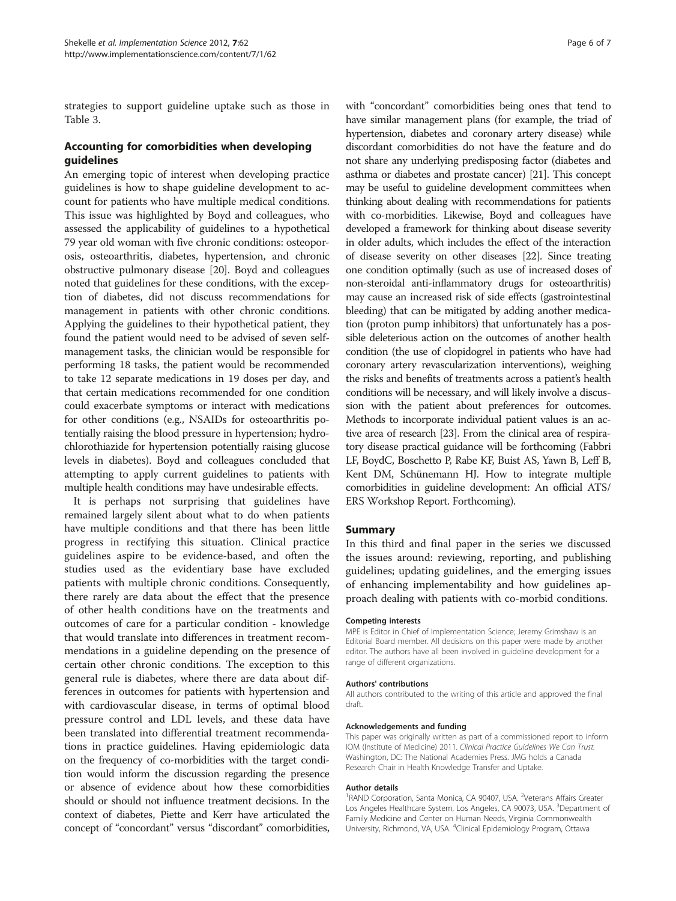strategies to support guideline uptake such as those in Table 3.

## Accounting for comorbidities when developing guidelines

An emerging topic of interest when developing practice guidelines is how to shape guideline development to account for patients who have multiple medical conditions. This issue was highlighted by Boyd and colleagues, who assessed the applicability of guidelines to a hypothetical 79 year old woman with five chronic conditions: osteoporosis, osteoarthritis, diabetes, hypertension, and chronic obstructive pulmonary disease [20]. Boyd and colleagues noted that guidelines for these conditions, with the exception of diabetes, did not discuss recommendations for management in patients with other chronic conditions. Applying the guidelines to their hypothetical patient, they found the patient would need to be advised of seven self-management tasks, the clinician would be responsible for performing 18 tasks, the patient would be recommended to take 12 separate medications in 19 doses per day, and that certain medications recommended for one condition could exacerbate symptoms or interact with medications for other conditions (e.g., NSAIDs for osteoarthritis potentially raising the blood pressure in hypertension; hydrochlorothiazide for hypertension potentially raising glucose levels in diabetes). Boyd and colleagues concluded that attempting to apply current guidelines to patients with multiple health conditions may have undesirable effects.

It is perhaps not surprising that guidelines have remained largely silent about what to do when patients have multiple conditions and that there has been little progress in rectifying this situation. Clinical practice guidelines aspire to be evidence-based, and often the studies used as the evidentiary base have excluded patients with multiple chronic conditions. Consequently, there rarely are data about the effect that the presence of other health conditions have on the treatments and outcomes of care for a particular condition - knowledge that would translate into differences in treatment recommendations in a guideline depending on the presence of certain other chronic conditions. The exception to this general rule is diabetes, where there are data about differences in outcomes for patients with hypertension and with cardiovascular disease, in terms of optimal blood pressure control and LDL levels, and these data have been translated into differential treatment recommendations in practice guidelines. Having epidemiologic data on the frequency of co-morbidities with the target condition would inform the discussion regarding the presence or absence of evidence about how these comorbidities should or should not influence treatment decisions. In the context of diabetes, Piette and Kerr have articulated the concept of "concordant" versus "discordant" comorbidities, with "concordant" comorbidities being ones that tend to have similar management plans (for example, the triad of hypertension, diabetes and coronary artery disease) while discordant comorbidities do not have the feature and do not share any underlying predisposing factor (diabetes and asthma or diabetes and prostate cancer) [21]. This concept may be useful to guideline development committees when thinking about dealing with recommendations for patients with co-morbidities. Likewise, Boyd and colleagues have developed a framework for thinking about disease severity in older adults, which includes the effect of the interaction of disease severity on other diseases [22]. Since treating one condition optimally (such as use of increased doses of non-steroidal anti-inflammatory drugs for osteoarthritis) may cause an increased risk of side effects (gastrointestinal bleeding) that can be mitigated by adding another medication (proton pump inhibitors) that unfortunately has a possible deleterious action on the outcomes of another health condition (the use of clopidogrel in patients who have had coronary artery revascularization interventions), weighing the risks and benefits of treatments across a patient's health conditions will be necessary, and will likely involve a discussion with the patient about preferences for outcomes. Methods to incorporate individual patient values is an active area of research [23]. From the clinical area of respiratory disease practical guidance will be forthcoming (Fabbri LF, BoydC, Boschetto P, Rabe KF, Buist AS, Yawn B, Leff B, Kent DM, Schünemann HJ. How to integrate multiple comorbidities in guideline development: An official ATS/ ERS Workshop Report. Forthcoming).

## Summary

In this third and final paper in the series we discussed the issues around: reviewing, reporting, and publishing guidelines; updating guidelines, and the emerging issues of enhancing implementability and how guidelines approach dealing with patients with co-morbid conditions.

#### Competing interests

MPE is Editor in Chief of Implementation Science; Jeremy Grimshaw is an Editorial Board member. All decisions on this paper were made by another editor. The authors have all been involved in guideline development for a range of different organizations.

#### Authors' contributions

All authors contributed to the writing of this article and approved the final draft.

#### Acknowledgements and funding

This paper was originally written as part of a commissioned report to inform IOM (Institute of Medicine) 2011. *Clinical Practice Guidelines We Can Trust.* Washington, DC: The National Academies Press. JMG holds a Canada Research Chair in Health Knowledge Transfer and Uptake.

#### Author details

[1]RAND Corporation, Santa Monica, CA 90407, USA. [2]Veterans Affairs Greater Los Angeles Healthcare System, Los Angeles, CA 90073, USA. [3]Department of Family Medicine and Center on Human Needs, Virginia Commonwealth University, Richmond, VA, USA. [4]Clinical Epidemiology Program, Ottawa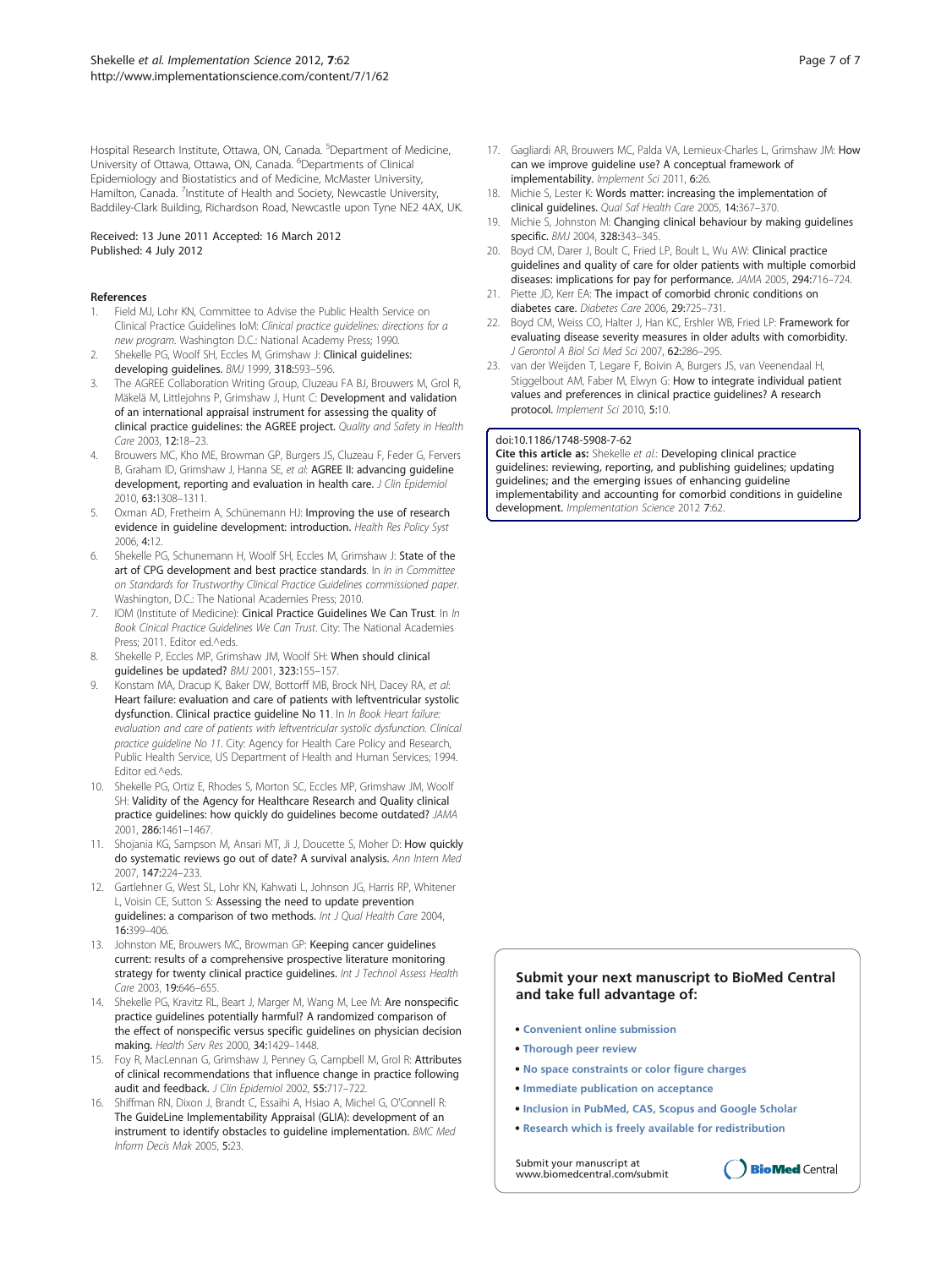Hospital Research Institute, Ottawa, ON, Canada. [5]Department of Medicine, University of Ottawa, Ottawa, ON, Canada. [6]Departments of Clinical Epidemiology and Biostatistics and of Medicine, McMaster University, Hamilton, Canada. [7]Institute of Health and Society, Newcastle University, Baddiley-Clark Building, Richardson Road, Newcastle upon Tyne NE2 4AX, UK.

Received: 13 June 2011 Accepted: 16 March 2012
Published: 4 July 2012

### References

1. Field MJ, Lohr KN, Committee to Advise the Public Health Service on Clinical Practice Guidelines IoM: *Clinical practice guidelines: directions for a new program*. Washington D.C.: National Academy Press; 1990.
2. Shekelle PG, Woolf SH, Eccles M, Grimshaw J: **Clinical guidelines: developing guidelines.** *BMJ* 1999, **318:**593–596.
3. The AGREE Collaboration Writing Group, Cluzeau FA BJ, Burgers JS, Grol R, Mäkelä M, Littlejohns P, Grimshaw J, Hunt C: **Development and validation of an international appraisal instrument for assessing the quality of clinical practice guidelines: the AGREE project.** *Quality and Safety in Health Care* 2003, **12:**18–23.
4. Brouwers MC, Kho ME, Browman GP, Burgers JS, Cluzeau F, Feder G, Fervers B, Graham ID, Grimshaw J, Hanna SE, *et al*: **AGREE II: advancing guideline development, reporting and evaluation in health care.** *J Clin Epidemiol* 2010, **63:**1308–1311.
5. Oxman AD, Fretheim A, Schünemann HJ: **Improving the use of research evidence in guideline development: introduction.** *Health Res Policy Syst* 2006, **4:**12.
6. Shekelle PG, Schunemann H, Woolf SH, Eccles M, Grimshaw J: **State of the art of CPG development and best practice standards**. In *In in Committee on Standards for Trustworthy Clinical Practice Guidelines commissioned paper*. Washington, D.C.: The National Academies Press; 2010.
7. IOM (Institute of Medicine): **Clinical Practice Guidelines We Can Trust**. In *In Book Clinical Practice Guidelines We Can Trust*. City: The National Academies Press; 2011. Editor ed.^eds.
8. Shekelle P, Eccles MP, Grimshaw JM, Woolf SH: **When should clinical guidelines be updated?** *BMJ* 2001, **323:**155–157.
9. Konstam MA, Dracup K, Baker DW, Bottorff MB, Brock NH, Dacey RA, *et al*: **Heart failure: evaluation and care of patients with leftventricular systolic dysfunction. Clinical practice guideline No 11**. In *In Book Heart failure: evaluation and care of patients with leftventricular systolic dysfunction. Clinical practice guideline No 11*. City: Agency for Health Care Policy and Research, Public Health Service, US Department of Health and Human Services; 1994. Editor ed.^eds.
10. Shekelle PG, Ortiz E, Rhodes S, Morton SC, Eccles MP, Grimshaw JM, Woolf SH: **Validity of the Agency for Healthcare Research and Quality clinical practice guidelines: how quickly do guidelines become outdated?** *JAMA* 2001, **286:**1461–1467.
11. Shojania KG, Sampson M, Ansari MT, Ji J, Doucette S, Moher D: **How quickly do systematic reviews go out of date? A survival analysis.** *Ann Intern Med* 2007, **147:**224–233.
12. Gartlehner G, West SL, Lohr KN, Kahwati L, Johnson JG, Harris RP, Whitener L, Voisin CE, Sutton S: **Assessing the need to update prevention guidelines: a comparison of two methods.** *Int J Qual Health Care* 2004, **16:**399–406.
13. Johnston ME, Brouwers MC, Browman GP: **Keeping cancer guidelines current: results of a comprehensive prospective literature monitoring strategy for twenty clinical practice guidelines.** *Int J Technol Assess Health Care* 2003, **19:**646–655.
14. Shekelle PG, Kravitz RL, Beart J, Marger M, Wang M, Lee M: **Are nonspecific practice guidelines potentially harmful? A randomized comparison of the effect of nonspecific versus specific guidelines on physician decision making.** *Health Serv Res* 2000, **34:**1429–1448.
15. Foy R, MacLennan G, Grimshaw J, Penney G, Campbell M, Grol R: **Attributes of clinical recommendations that influence change in practice following audit and feedback.** *J Clin Epidemiol* 2002, **55:**717–722.
16. Shiffman RN, Dixon J, Brandt C, Essaihi A, Hsiao A, Michel G, O'Connell R: **The GuideLine Implementability Appraisal (GLIA): development of an instrument to identify obstacles to guideline implementation.** *BMC Med Inform Decis Mak* 2005, **5:**23.
17. Gagliardi AR, Brouwers MC, Palda VA, Lemieux-Charles L, Grimshaw JM: **How can we improve guideline use? A conceptual framework of implementability.** *Implement Sci* 2011, **6:**26.
18. Michie S, Lester K: **Words matter: increasing the implementation of clinical guidelines.** *Qual Saf Health Care* 2005, **14:**367–370.
19. Michie S, Johnston M: **Changing clinical behaviour by making guidelines specific.** *BMJ* 2004, **328:**343–345.
20. Boyd CM, Darer J, Boult C, Fried LP, Boult L, Wu AW: **Clinical practice guidelines and quality of care for older patients with multiple comorbid diseases: implications for pay for performance.** *JAMA* 2005, **294:**716–724.
21. Piette JD, Kerr EA: **The impact of comorbid chronic conditions on diabetes care.** *Diabetes Care* 2006, **29:**725–731.
22. Boyd CM, Weiss CO, Halter J, Han KC, Ershler WB, Fried LP: **Framework for evaluating disease severity measures in older adults with comorbidity.** *J Gerontol A Biol Sci Med Sci* 2007, **62:**286–295.
23. van der Weijden T, Legare F, Boivin A, Burgers JS, van Veenendaal H, Stiggelbout AM, Faber M, Elwyn G: **How to integrate individual patient values and preferences in clinical practice guidelines? A research protocol.** *Implement Sci* 2010, **5:**10.

doi:10.1186/1748-5908-7-62
**Cite this article as:** Shekelle *et al.*: Developing clinical practice guidelines: reviewing, reporting, and publishing guidelines; updating guidelines; and the emerging issues of enhancing guideline implementability and accounting for comorbid conditions in guideline development. *Implementation Science* 2012 **7**:62.

**Submit your next manuscript to BioMed Central and take full advantage of:**

- Convenient online submission
- Thorough peer review
- No space constraints or color figure charges
- Immediate publication on acceptance
- Inclusion in PubMed, CAS, Scopus and Google Scholar
- Research which is freely available for redistribution

Submit your manuscript at
www.biomedcentral.com/submit

BioMed Central